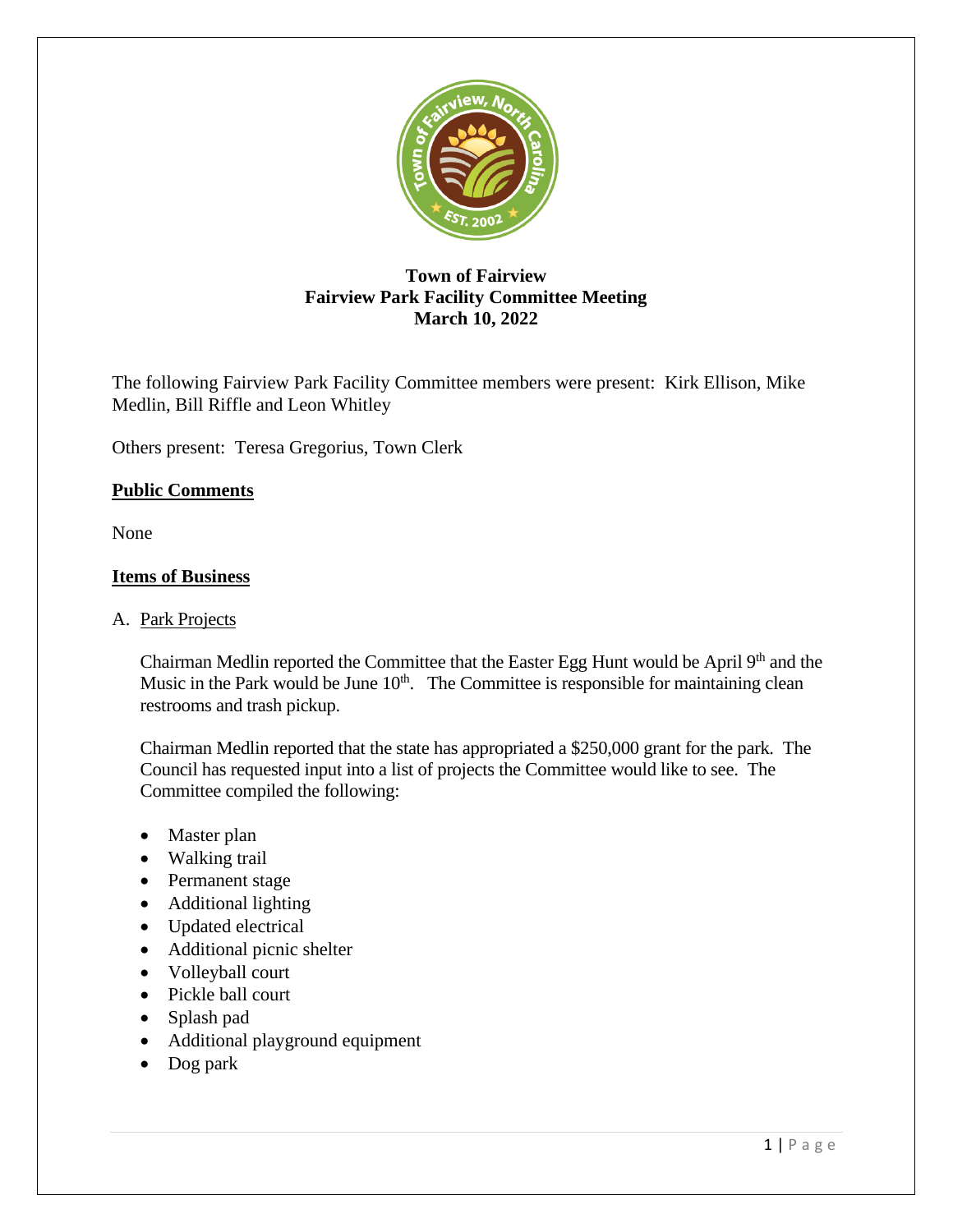**Town of Fairview**
**Fairview Park Facility Committee Meeting**
**March 10, 2022**

The following Fairview Park Facility Committee members were present: Kirk Ellison, Mike Medlin, Bill Riffle and Leon Whitley

Others present: Teresa Gregorius, Town Clerk

## Public Comments

None

## Items of Business

A. Park Projects

Chairman Medlin reported the Committee that the Easter Egg Hunt would be April 9th and the Music in the Park would be June 10th. The Committee is responsible for maintaining clean restrooms and trash pickup.

Chairman Medlin reported that the state has appropriated a $250,000 grant for the park. The Council has requested input into a list of projects the Committee would like to see. The Committee compiled the following:

- Master plan
- Walking trail
- Permanent stage
- Additional lighting
- Updated electrical
- Additional picnic shelter
- Volleyball court
- Pickle ball court
- Splash pad
- Additional playground equipment
- Dog park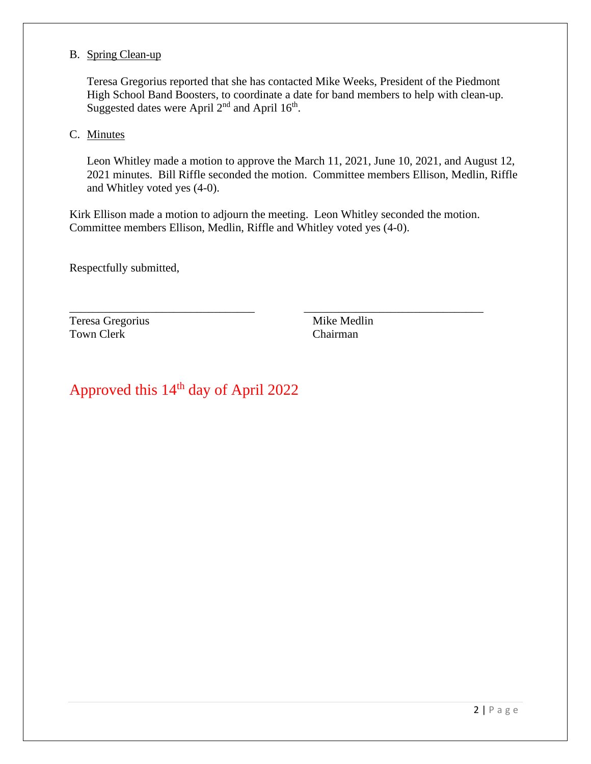B. Spring Clean-up

Teresa Gregorius reported that she has contacted Mike Weeks, President of the Piedmont High School Band Boosters, to coordinate a date for band members to help with clean-up. Suggested dates were April 2nd and April 16th.

C. Minutes

Leon Whitley made a motion to approve the March 11, 2021, June 10, 2021, and August 12, 2021 minutes. Bill Riffle seconded the motion. Committee members Ellison, Medlin, Riffle and Whitley voted yes (4-0).

Kirk Ellison made a motion to adjourn the meeting. Leon Whitley seconded the motion. Committee members Ellison, Medlin, Riffle and Whitley voted yes (4-0).

Respectfully submitted,

_______________________________ _______________________________

Teresa Gregorius
Town Clerk

Mike Medlin
Chairman

Approved this 14th day of April 2022